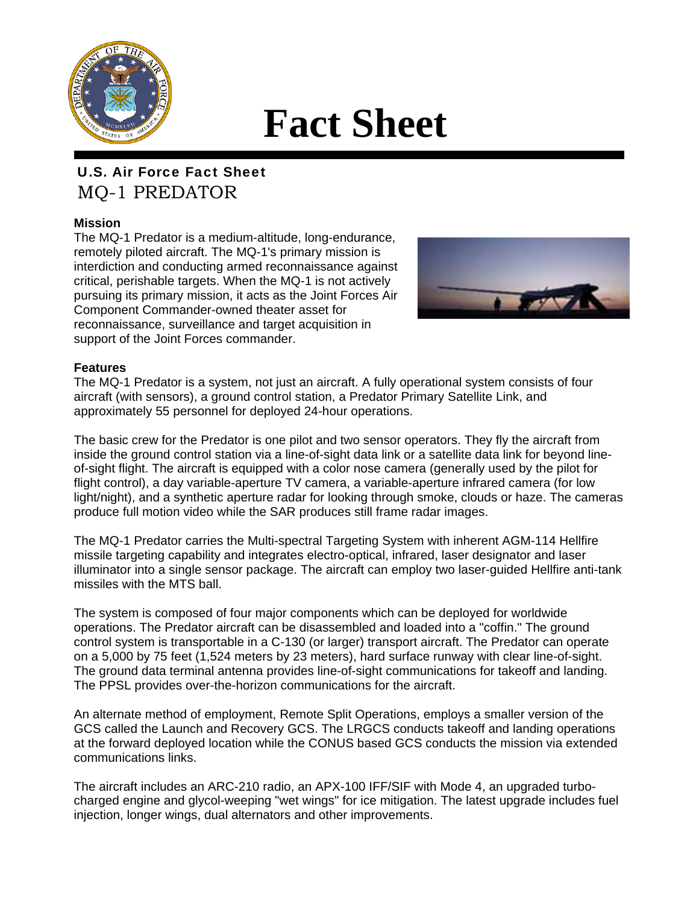# Fact Sheet

**U.S. Air Force Fact Sheet**

## MQ-1 PREDATOR

### Mission

The MQ-1 Predator is a medium-altitude, long-endurance, remotely piloted aircraft. The MQ-1's primary mission is interdiction and conducting armed reconnaissance against critical, perishable targets. When the MQ-1 is not actively pursuing its primary mission, it acts as the Joint Forces Air Component Commander-owned theater asset for reconnaissance, surveillance and target acquisition in support of the Joint Forces commander.

### Features

The MQ-1 Predator is a system, not just an aircraft. A fully operational system consists of four aircraft (with sensors), a ground control station, a Predator Primary Satellite Link, and approximately 55 personnel for deployed 24-hour operations.

The basic crew for the Predator is one pilot and two sensor operators. They fly the aircraft from inside the ground control station via a line-of-sight data link or a satellite data link for beyond line-of-sight flight. The aircraft is equipped with a color nose camera (generally used by the pilot for flight control), a day variable-aperture TV camera, a variable-aperture infrared camera (for low light/night), and a synthetic aperture radar for looking through smoke, clouds or haze. The cameras produce full motion video while the SAR produces still frame radar images.

The MQ-1 Predator carries the Multi-spectral Targeting System with inherent AGM-114 Hellfire missile targeting capability and integrates electro-optical, infrared, laser designator and laser illuminator into a single sensor package. The aircraft can employ two laser-guided Hellfire anti-tank missiles with the MTS ball.

The system is composed of four major components which can be deployed for worldwide operations. The Predator aircraft can be disassembled and loaded into a "coffin." The ground control system is transportable in a C-130 (or larger) transport aircraft. The Predator can operate on a 5,000 by 75 feet (1,524 meters by 23 meters), hard surface runway with clear line-of-sight. The ground data terminal antenna provides line-of-sight communications for takeoff and landing. The PPSL provides over-the-horizon communications for the aircraft.

An alternate method of employment, Remote Split Operations, employs a smaller version of the GCS called the Launch and Recovery GCS. The LRGCS conducts takeoff and landing operations at the forward deployed location while the CONUS based GCS conducts the mission via extended communications links.

The aircraft includes an ARC-210 radio, an APX-100 IFF/SIF with Mode 4, an upgraded turbo-charged engine and glycol-weeping "wet wings" for ice mitigation. The latest upgrade includes fuel injection, longer wings, dual alternators and other improvements.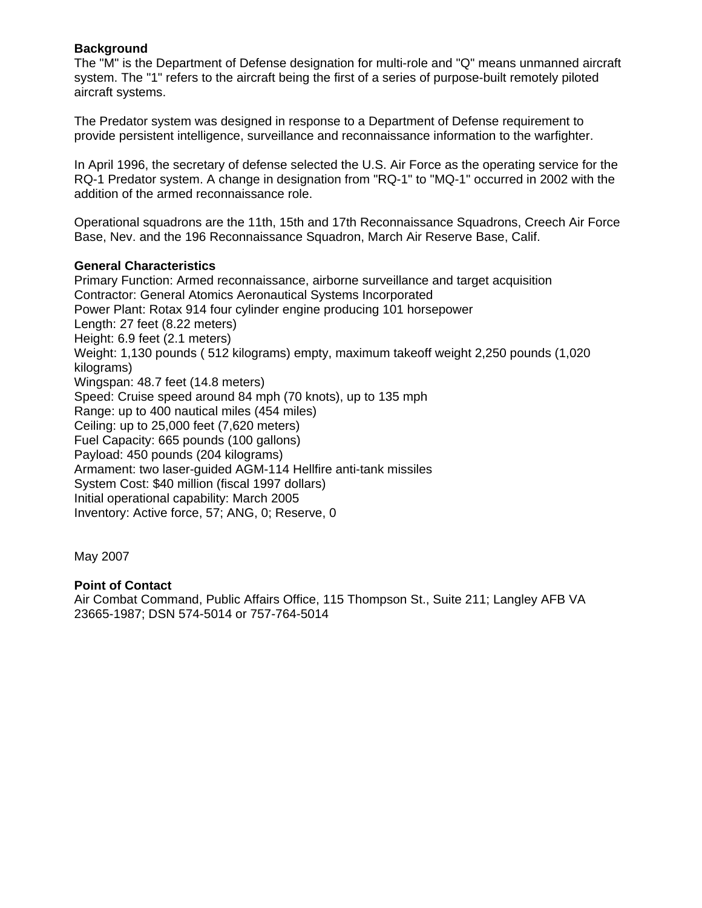**Background**
The "M" is the Department of Defense designation for multi-role and "Q" means unmanned aircraft system. The "1" refers to the aircraft being the first of a series of purpose-built remotely piloted aircraft systems.

The Predator system was designed in response to a Department of Defense requirement to provide persistent intelligence, surveillance and reconnaissance information to the warfighter.

In April 1996, the secretary of defense selected the U.S. Air Force as the operating service for the RQ-1 Predator system. A change in designation from "RQ-1" to "MQ-1" occurred in 2002 with the addition of the armed reconnaissance role.

Operational squadrons are the 11th, 15th and 17th Reconnaissance Squadrons, Creech Air Force Base, Nev. and the 196 Reconnaissance Squadron, March Air Reserve Base, Calif.

**General Characteristics**
Primary Function: Armed reconnaissance, airborne surveillance and target acquisition
Contractor: General Atomics Aeronautical Systems Incorporated
Power Plant: Rotax 914 four cylinder engine producing 101 horsepower
Length: 27 feet (8.22 meters)
Height: 6.9 feet (2.1 meters)
Weight: 1,130 pounds ( 512 kilograms) empty, maximum takeoff weight 2,250 pounds (1,020 kilograms)
Wingspan: 48.7 feet (14.8 meters)
Speed: Cruise speed around 84 mph (70 knots), up to 135 mph
Range: up to 400 nautical miles (454 miles)
Ceiling: up to 25,000 feet (7,620 meters)
Fuel Capacity: 665 pounds (100 gallons)
Payload: 450 pounds (204 kilograms)
Armament: two laser-guided AGM-114 Hellfire anti-tank missiles
System Cost: $40 million (fiscal 1997 dollars)
Initial operational capability: March 2005
Inventory: Active force, 57; ANG, 0; Reserve, 0

May 2007

**Point of Contact**
Air Combat Command, Public Affairs Office, 115 Thompson St., Suite 211; Langley AFB VA 23665-1987; DSN 574-5014 or 757-764-5014